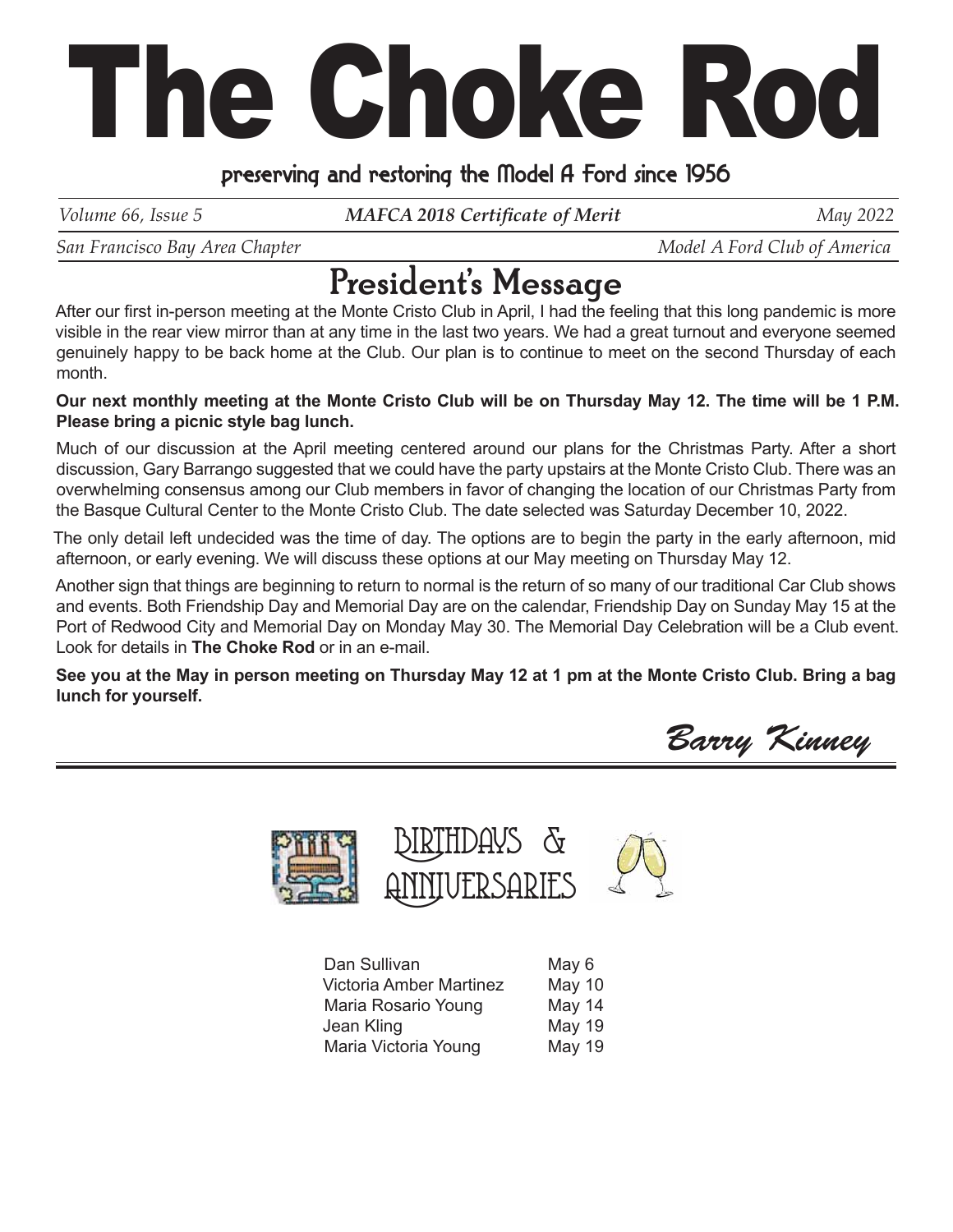# The Choke Rod

preserving and restoring the Model A Ford since 1956

*Volume 66, Issue 5* | ***MAFCA 2018 Certificate of Merit*** | *May 2022*

*San Francisco Bay Area Chapter* | *Model A Ford Club of America*

## President's Message

After our first in-person meeting at the Monte Cristo Club in April, I had the feeling that this long pandemic is more visible in the rear view mirror than at any time in the last two years. We had a great turnout and everyone seemed genuinely happy to be back home at the Club. Our plan is to continue to meet on the second Thursday of each month.

**Our next monthly meeting at the Monte Cristo Club will be on Thursday May 12. The time will be 1 P.M. Please bring a picnic style bag lunch.**

Much of our discussion at the April meeting centered around our plans for the Christmas Party. After a short discussion, Gary Barrango suggested that we could have the party upstairs at the Monte Cristo Club. There was an overwhelming consensus among our Club members in favor of changing the location of our Christmas Party from the Basque Cultural Center to the Monte Cristo Club. The date selected was Saturday December 10, 2022.

The only detail left undecided was the time of day. The options are to begin the party in the early afternoon, mid afternoon, or early evening. We will discuss these options at our May meeting on Thursday May 12.

Another sign that things are beginning to return to normal is the return of so many of our traditional Car Club shows and events. Both Friendship Day and Memorial Day are on the calendar, Friendship Day on Sunday May 15 at the Port of Redwood City and Memorial Day on Monday May 30. The Memorial Day Celebration will be a Club event. Look for details in **The Choke Rod** or in an e-mail.

**See you at the May in person meeting on Thursday May 12 at 1 pm at the Monte Cristo Club. Bring a bag lunch for yourself.**

*Barry Kinney*

## Birthdays & Anniversaries

| Name | Date |
|---|---|
| Dan Sullivan | May 6 |
| Victoria Amber Martinez | May 10 |
| Maria Rosario Young | May 14 |
| Jean Kling | May 19 |
| Maria Victoria Young | May 19 |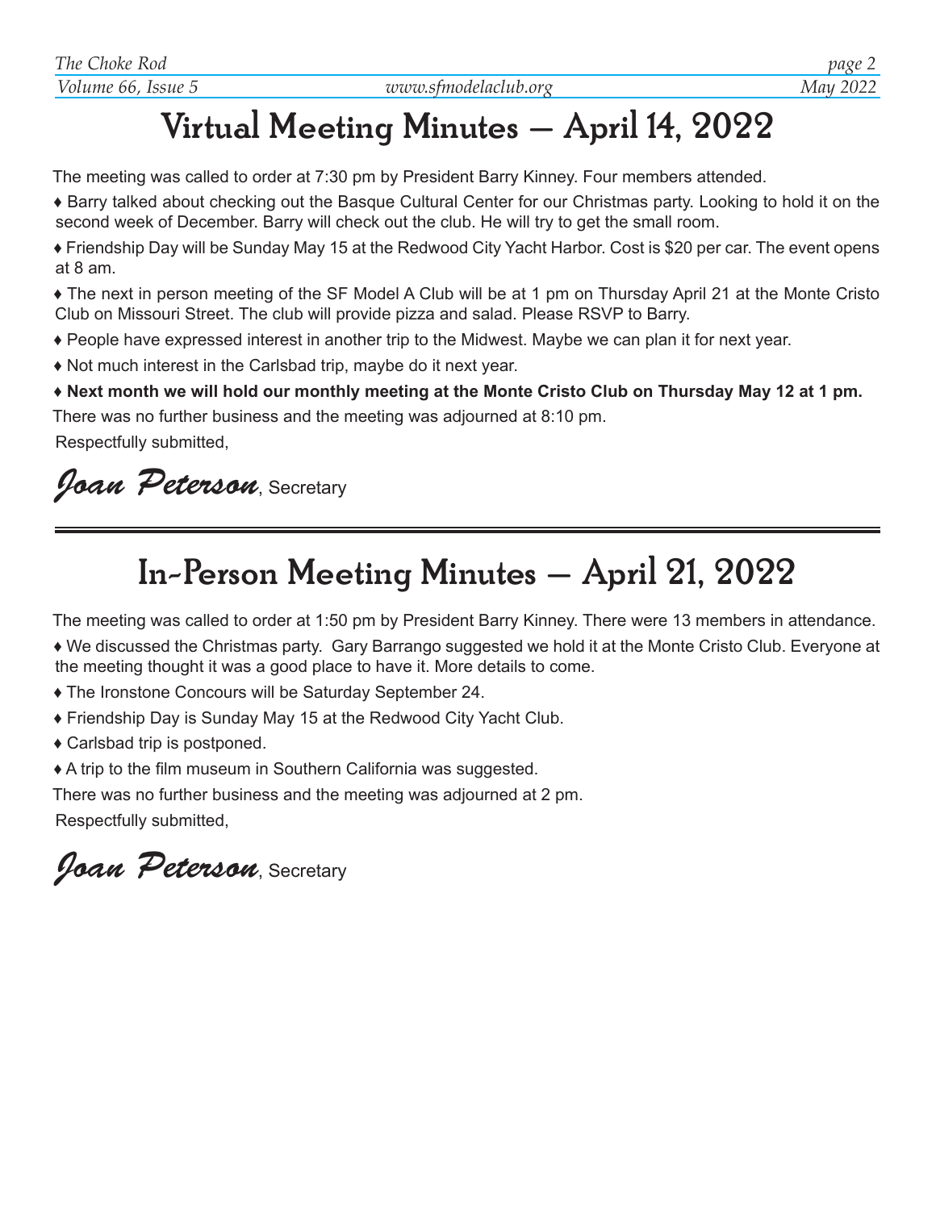# Virtual Meeting Minutes — April 14, 2022

The meeting was called to order at 7:30 pm by President Barry Kinney. Four members attended.

♦ Barry talked about checking out the Basque Cultural Center for our Christmas party. Looking to hold it on the second week of December. Barry will check out the club. He will try to get the small room.

♦ Friendship Day will be Sunday May 15 at the Redwood City Yacht Harbor. Cost is $20 per car. The event opens at 8 am.

♦ The next in person meeting of the SF Model A Club will be at 1 pm on Thursday April 21 at the Monte Cristo Club on Missouri Street. The club will provide pizza and salad. Please RSVP to Barry.

♦ People have expressed interest in another trip to the Midwest. Maybe we can plan it for next year.

♦ Not much interest in the Carlsbad trip, maybe do it next year.

♦ **Next month we will hold our monthly meeting at the Monte Cristo Club on Thursday May 12 at 1 pm.**

There was no further business and the meeting was adjourned at 8:10 pm.

Respectfully submitted,

*Joan Peterson*, Secretary

---

# In-Person Meeting Minutes — April 21, 2022

The meeting was called to order at 1:50 pm by President Barry Kinney. There were 13 members in attendance.

♦ We discussed the Christmas party. Gary Barrango suggested we hold it at the Monte Cristo Club. Everyone at the meeting thought it was a good place to have it. More details to come.

♦ The Ironstone Concours will be Saturday September 24.

♦ Friendship Day is Sunday May 15 at the Redwood City Yacht Club.

♦ Carlsbad trip is postponed.

♦ A trip to the film museum in Southern California was suggested.

There was no further business and the meeting was adjourned at 2 pm.

Respectfully submitted,

*Joan Peterson*, Secretary